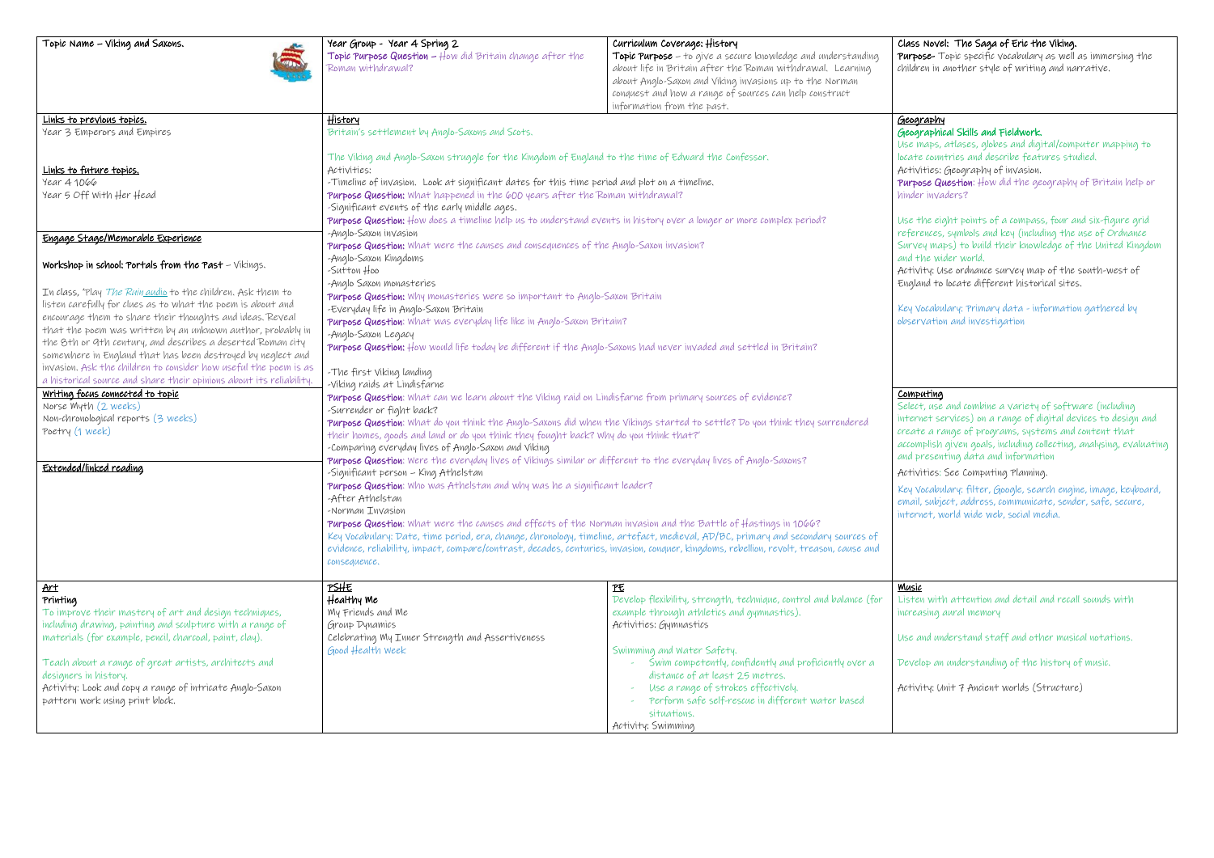## Topic Name – Viking and Saxons.

**Year Group -** Year 4 Spring 2

**Topic Purpose Question** – How did Britain change after the Roman withdrawal?

**Curriculum Coverage:** History

**Topic Purpose** – to give a secure knowledge and understanding about life in Britain after the Roman withdrawal. Learning about Anglo-Saxon and Viking invasions up to the Norman conquest and how a range of sources can help construct information from the past.

**Class Novel:** The Saga of Eric the Viking.

**Purpose-** Topic specific vocabulary as well as immersing the children in another style of writing and narrative.

### Links to previous topics.

Year 3 Emperors and Empires

### Links to future topics.

Year 4 1066

Year 5 Off With Her Head

### Engage Stage/Memorable Experience

**Workshop in school: Portals from the Past** – Vikings.

In class, "Play *The Ruin* audio to the children. Ask them to listen carefully for clues as to what the poem is about and encourage them to share their thoughts and ideas. Reveal that the poem was written by an unknown author, probably in the 8th or 9th century, and describes a deserted Roman city somewhere in England that has been destroyed by neglect and invasion. Ask the children to consider how useful the poem is as a historical source and share their opinions about its reliability.

### Writing focus connected to topic

Norse Myth (2 weeks)

Non-chronological reports (3 weeks)

Poetry (1 week)

### Extended/linked reading

### History

Britain's settlement by Anglo-Saxons and Scots.

The Viking and Anglo-Saxon struggle for the Kingdom of England to the time of Edward the Confessor.

Activities:

-Timeline of invasion. Look at significant dates for this time period and plot on a timeline.

**Purpose Question:** What happened in the 600 years after the Roman withdrawal?

-Significant events of the early middle ages.

**Purpose Question:** How does a timeline help us to understand events in history over a longer or more complex period?

-Anglo-Saxon invasion

**Purpose Question:** What were the causes and consequences of the Anglo-Saxon invasion?

-Anglo-Saxon Kingdoms

-Sutton Hoo

-Anglo Saxon monasteries

**Purpose Question:** Why monasteries were so important to Anglo-Saxon Britain

-Everyday life in Anglo-Saxon Britain

**Purpose Question**: What was everyday life like in Anglo-Saxon Britain?

-Anglo-Saxon Legacy

**Purpose Question:** How would life today be different if the Anglo-Saxons had never invaded and settled in Britain?

-The first Viking landing

-Viking raids at Lindisfarne

**Purpose Question**: What can we learn about the Viking raid on Lindisfarne from primary sources of evidence?

-Surrender or fight back?

**Purpose Question**: What do you think the Anglo-Saxons did when the Vikings started to settle? Do you think they surrendered their homes, goods and land or do you think they fought back? Why do you think that?'

-Comparing everyday lives of Anglo-Saxon and Viking

**Purpose Question**: Were the everyday lives of Vikings similar or different to the everyday lives of Anglo-Saxons?

-Significant person – King Athelstan

**Purpose Question**: Who was Athelstan and why was he a significant leader?

-After Athelstan

-Norman Invasion

**Purpose Question**: What were the causes and effects of the Norman invasion and the Battle of Hastings in 1066?

Key Vocabulary: Date, time period, era, change, chronology, timeline, artefact, medieval, AD/BC, primary and secondary sources of evidence, reliability, impact, compare/contrast, decades, centuries, invasion, conquer, kingdoms, rebellion, revolt, treason, cause and consequence.

### Geography

**Geographical Skills and Fieldwork.**

Use maps, atlases, globes and digital/computer mapping to locate countries and describe features studied.

Activities: Geography of invasion.

**Purpose Question**: How did the geography of Britain help or hinder invaders?

Use the eight points of a compass, four and six-figure grid references, symbols and key (including the use of Ordnance Survey maps) to build their knowledge of the United Kingdom and the wider world.

Activity: Use ordnance survey map of the south-west of England to locate different historical sites.

Key Vocabulary: Primary data - information gathered by observation and investigation

### Computing

Select, use and combine a variety of software (including internet services) on a range of digital devices to design and create a range of programs, systems and content that accomplish given goals, including collecting, analysing, evaluating and presenting data and information

Activities: See Computing Planning.

Key Vocabulary: filter, Google, search engine, image, keyboard, email, subject, address, communicate, sender, safe, secure, internet, world wide web, social media.

### Art

**Printing**

To improve their mastery of art and design techniques, including drawing, painting and sculpture with a range of materials (for example, pencil, charcoal, paint, clay).

Teach about a range of great artists, architects and designers in history.

Activity: Look and copy a range of intricate Anglo-Saxon pattern work using print block.

### PSHE

**Healthy Me**

My Friends and Me

Group Dynamics

Celebrating My Inner Strength and Assertiveness

Good Health Week

### PE

Develop flexibility, strength, technique, control and balance (for example through athletics and gymnastics).

Activities: Gymnastics

Swimming and Water Safety.

- Swim competently, confidently and proficiently over a distance of at least 25 metres.
- Use a range of strokes effectively.
- Perform safe self-rescue in different water based situations.

Activity: Swimming

### Music

Listen with attention and detail and recall sounds with increasing aural memory

Use and understand staff and other musical notations.

Develop an understanding of the history of music.

Activity: Unit 7 Ancient worlds (Structure)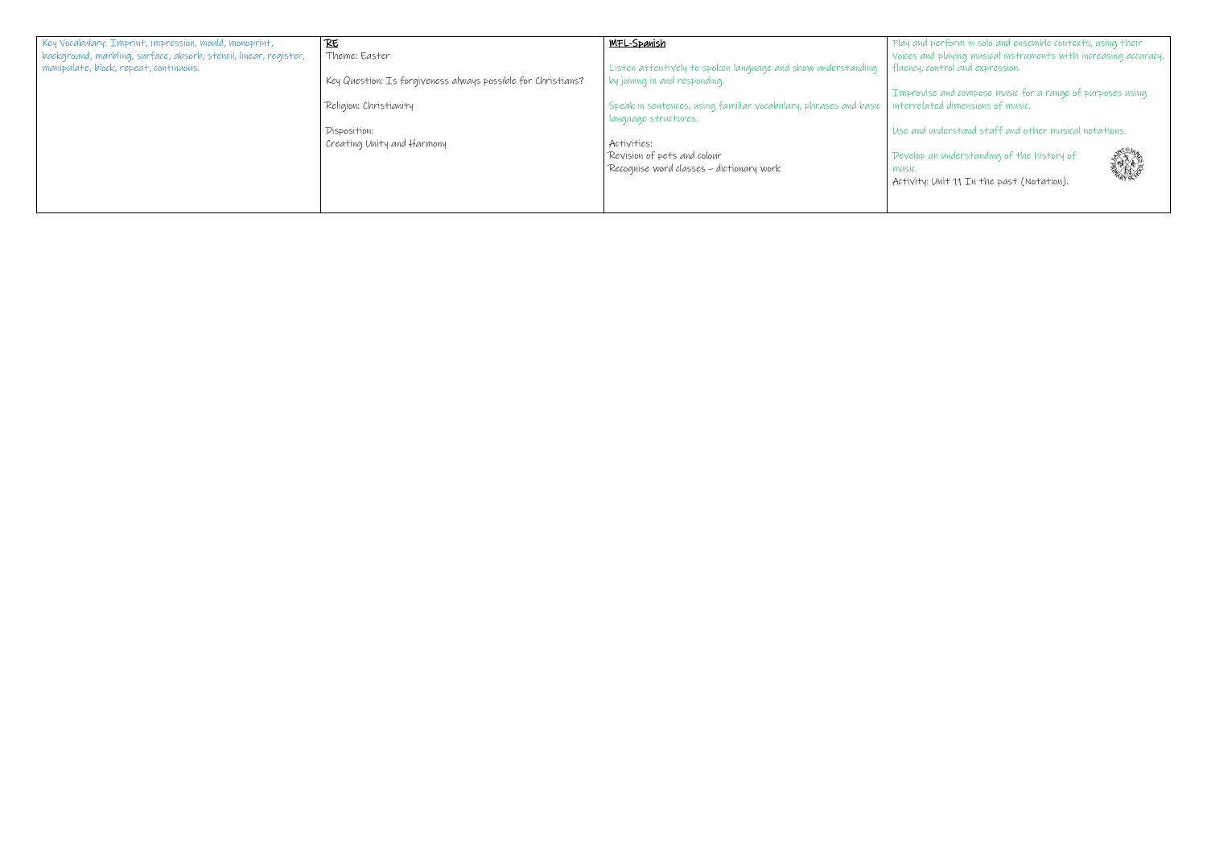| | | | |
|---|---|---|---|
| Key Vocabulary: Imprint, impression, mould, monoprint, background, marbling, surface, absorb, stencil, linear, register, manipulate, block, repeat, continuous. | **RE**<br>Theme: Easter<br><br>Key Question: Is forgiveness always possible for Christians?<br><br>Religion: Christianity<br><br>Disposition:<br>Creating Unity and Harmony | **MFL-Spanish**<br><br>Listen attentively to spoken language and show understanding by joining in and responding.<br><br>Speak in sentences, using familiar vocabulary, phrases and basic language structures.<br><br>Activities:<br>Revision of pets and colour<br>Recognise word classes – dictionary work | Play and perform in solo and ensemble contexts, using their voices and playing musical instruments with increasing accuracy, fluency, control and expression.<br><br>Improvise and compose music for a range of purposes using interrelated dimensions of music.<br><br>Use and understand staff and other musical notations.<br><br>Develop an understanding of the history of music.<br>Activity: Unit 11 In the past (Notation). |